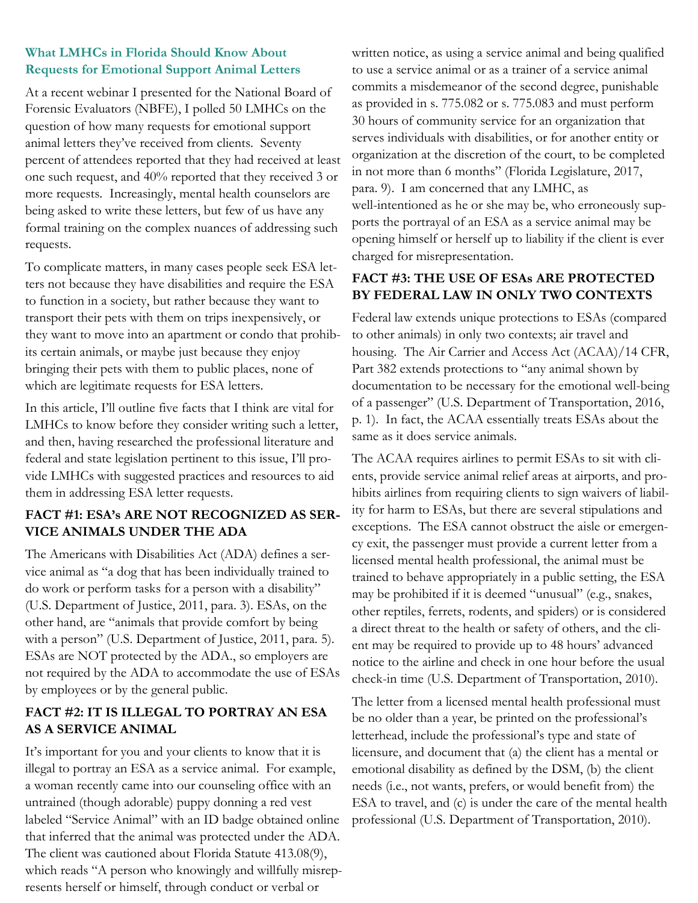## What LMHCs in Florida Should Know About Requests for Emotional Support Animal Letters

At a recent webinar I presented for the National Board of Forensic Evaluators (NBFE), I polled 50 LMHCs on the question of how many requests for emotional support animal letters they've received from clients. Seventy percent of attendees reported that they had received at least one such request, and 40% reported that they received 3 or more requests. Increasingly, mental health counselors are being asked to write these letters, but few of us have any formal training on the complex nuances of addressing such requests.

To complicate matters, in many cases people seek ESA letters not because they have disabilities and require the ESA to function in a society, but rather because they want to transport their pets with them on trips inexpensively, or they want to move into an apartment or condo that prohibits certain animals, or maybe just because they enjoy bringing their pets with them to public places, none of which are legitimate requests for ESA letters.

In this article, I'll outline five facts that I think are vital for LMHCs to know before they consider writing such a letter, and then, having researched the professional literature and federal and state legislation pertinent to this issue, I'll provide LMHCs with suggested practices and resources to aid them in addressing ESA letter requests.

### FACT #1: ESA's ARE NOT RECOGNIZED AS SERVICE ANIMALS UNDER THE ADA

The Americans with Disabilities Act (ADA) defines a service animal as "a dog that has been individually trained to do work or perform tasks for a person with a disability" (U.S. Department of Justice, 2011, para. 3). ESAs, on the other hand, are "animals that provide comfort by being with a person" (U.S. Department of Justice, 2011, para. 5). ESAs are NOT protected by the ADA., so employers are not required by the ADA to accommodate the use of ESAs by employees or by the general public.

### FACT #2: IT IS ILLEGAL TO PORTRAY AN ESA AS A SERVICE ANIMAL

It's important for you and your clients to know that it is illegal to portray an ESA as a service animal. For example, a woman recently came into our counseling office with an untrained (though adorable) puppy donning a red vest labeled "Service Animal" with an ID badge obtained online that inferred that the animal was protected under the ADA. The client was cautioned about Florida Statute 413.08(9), which reads "A person who knowingly and willfully misrepresents herself or himself, through conduct or verbal or written notice, as using a service animal and being qualified to use a service animal or as a trainer of a service animal commits a misdemeanor of the second degree, punishable as provided in s. 775.082 or s. 775.083 and must perform 30 hours of community service for an organization that serves individuals with disabilities, or for another entity or organization at the discretion of the court, to be completed in not more than 6 months" (Florida Legislature, 2017, para. 9). I am concerned that any LMHC, as well-intentioned as he or she may be, who erroneously supports the portrayal of an ESA as a service animal may be opening himself or herself up to liability if the client is ever charged for misrepresentation.

### FACT #3: THE USE OF ESAs ARE PROTECTED BY FEDERAL LAW IN ONLY TWO CONTEXTS

Federal law extends unique protections to ESAs (compared to other animals) in only two contexts; air travel and housing. The Air Carrier and Access Act (ACAA)/14 CFR, Part 382 extends protections to "any animal shown by documentation to be necessary for the emotional well-being of a passenger" (U.S. Department of Transportation, 2016, p. 1). In fact, the ACAA essentially treats ESAs about the same as it does service animals.

The ACAA requires airlines to permit ESAs to sit with clients, provide service animal relief areas at airports, and prohibits airlines from requiring clients to sign waivers of liability for harm to ESAs, but there are several stipulations and exceptions. The ESA cannot obstruct the aisle or emergency exit, the passenger must provide a current letter from a licensed mental health professional, the animal must be trained to behave appropriately in a public setting, the ESA may be prohibited if it is deemed "unusual" (e.g., snakes, other reptiles, ferrets, rodents, and spiders) or is considered a direct threat to the health or safety of others, and the client may be required to provide up to 48 hours' advanced notice to the airline and check in one hour before the usual check-in time (U.S. Department of Transportation, 2010).

The letter from a licensed mental health professional must be no older than a year, be printed on the professional's letterhead, include the professional's type and state of licensure, and document that (a) the client has a mental or emotional disability as defined by the DSM, (b) the client needs (i.e., not wants, prefers, or would benefit from) the ESA to travel, and (c) is under the care of the mental health professional (U.S. Department of Transportation, 2010).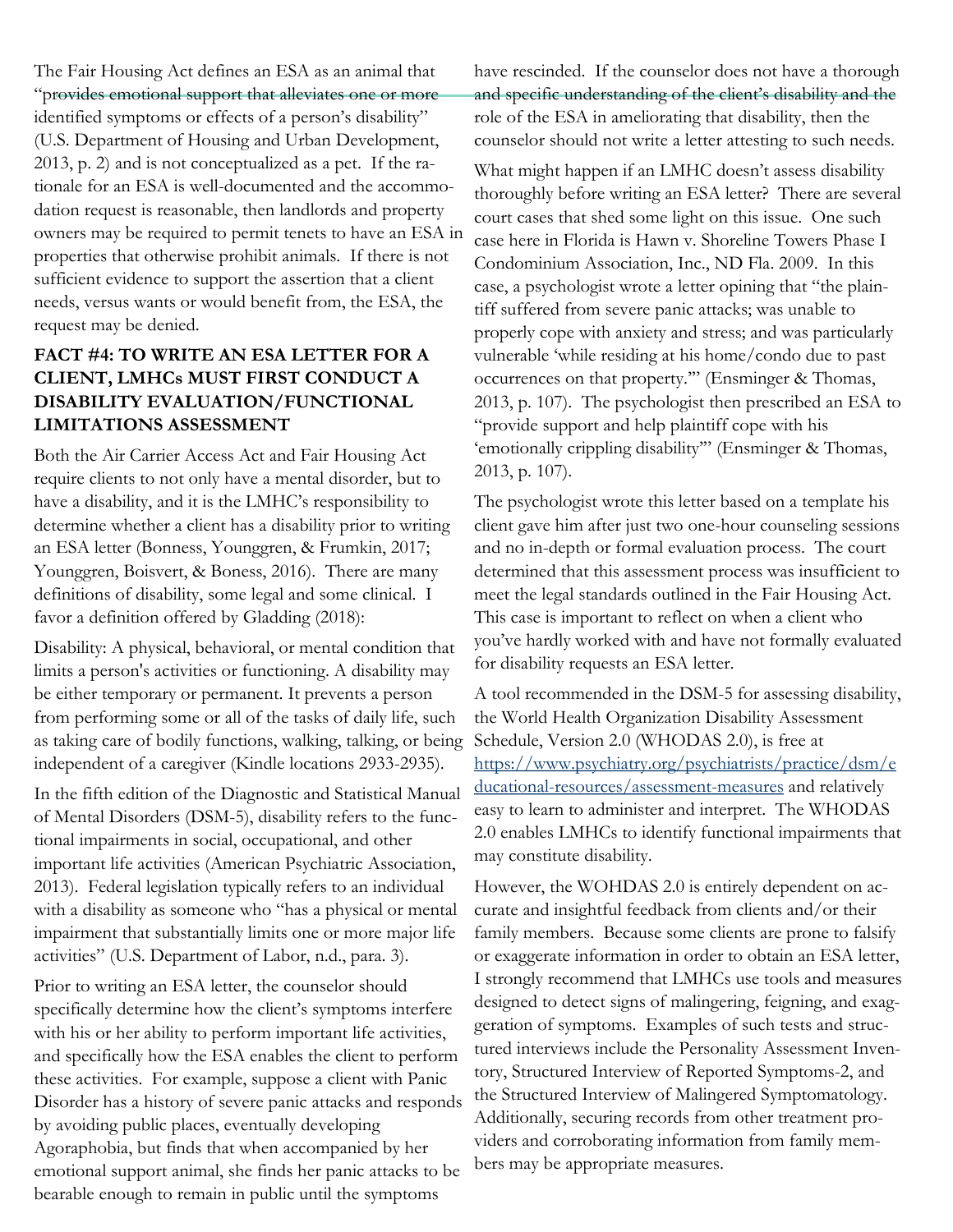The Fair Housing Act defines an ESA as an animal that "provides emotional support that alleviates one or more identified symptoms or effects of a person's disability" (U.S. Department of Housing and Urban Development, 2013, p. 2) and is not conceptualized as a pet. If the rationale for an ESA is well-documented and the accommodation request is reasonable, then landlords and property owners may be required to permit tenets to have an ESA in properties that otherwise prohibit animals. If there is not sufficient evidence to support the assertion that a client needs, versus wants or would benefit from, the ESA, the request may be denied.

### FACT #4: TO WRITE AN ESA LETTER FOR A CLIENT, LMHCs MUST FIRST CONDUCT A DISABILITY EVALUATION/FUNCTIONAL LIMITATIONS ASSESSMENT

Both the Air Carrier Access Act and Fair Housing Act require clients to not only have a mental disorder, but to have a disability, and it is the LMHC's responsibility to determine whether a client has a disability prior to writing an ESA letter (Bonness, Younggren, & Frumkin, 2017; Younggren, Boisvert, & Boness, 2016). There are many definitions of disability, some legal and some clinical. I favor a definition offered by Gladding (2018):

Disability: A physical, behavioral, or mental condition that limits a person's activities or functioning. A disability may be either temporary or permanent. It prevents a person from performing some or all of the tasks of daily life, such as taking care of bodily functions, walking, talking, or being independent of a caregiver (Kindle locations 2933-2935).

In the fifth edition of the Diagnostic and Statistical Manual of Mental Disorders (DSM-5), disability refers to the functional impairments in social, occupational, and other important life activities (American Psychiatric Association, 2013). Federal legislation typically refers to an individual with a disability as someone who "has a physical or mental impairment that substantially limits one or more major life activities" (U.S. Department of Labor, n.d., para. 3).

Prior to writing an ESA letter, the counselor should specifically determine how the client's symptoms interfere with his or her ability to perform important life activities, and specifically how the ESA enables the client to perform these activities. For example, suppose a client with Panic Disorder has a history of severe panic attacks and responds by avoiding public places, eventually developing Agoraphobia, but finds that when accompanied by her emotional support animal, she finds her panic attacks to be bearable enough to remain in public until the symptoms have rescinded. If the counselor does not have a thorough and specific understanding of the client's disability and the role of the ESA in ameliorating that disability, then the counselor should not write a letter attesting to such needs.

What might happen if an LMHC doesn't assess disability thoroughly before writing an ESA letter? There are several court cases that shed some light on this issue. One such case here in Florida is Hawn v. Shoreline Towers Phase I Condominium Association, Inc., ND Fla. 2009. In this case, a psychologist wrote a letter opining that "the plaintiff suffered from severe panic attacks; was unable to properly cope with anxiety and stress; and was particularly vulnerable 'while residing at his home/condo due to past occurrences on that property.'" (Ensminger & Thomas, 2013, p. 107). The psychologist then prescribed an ESA to "provide support and help plaintiff cope with his 'emotionally crippling disability'" (Ensminger & Thomas, 2013, p. 107).

The psychologist wrote this letter based on a template his client gave him after just two one-hour counseling sessions and no in-depth or formal evaluation process. The court determined that this assessment process was insufficient to meet the legal standards outlined in the Fair Housing Act. This case is important to reflect on when a client who you've hardly worked with and have not formally evaluated for disability requests an ESA letter.

A tool recommended in the DSM-5 for assessing disability, the World Health Organization Disability Assessment Schedule, Version 2.0 (WHODAS 2.0), is free at https://www.psychiatry.org/psychiatrists/practice/dsm/educational-resources/assessment-measures and relatively easy to learn to administer and interpret. The WHODAS 2.0 enables LMHCs to identify functional impairments that may constitute disability.

However, the WOHDAS 2.0 is entirely dependent on accurate and insightful feedback from clients and/or their family members. Because some clients are prone to falsify or exaggerate information in order to obtain an ESA letter, I strongly recommend that LMHCs use tools and measures designed to detect signs of malingering, feigning, and exaggeration of symptoms. Examples of such tests and structured interviews include the Personality Assessment Inventory, Structured Interview of Reported Symptoms-2, and the Structured Interview of Malingered Symptomatology. Additionally, securing records from other treatment providers and corroborating information from family members may be appropriate measures.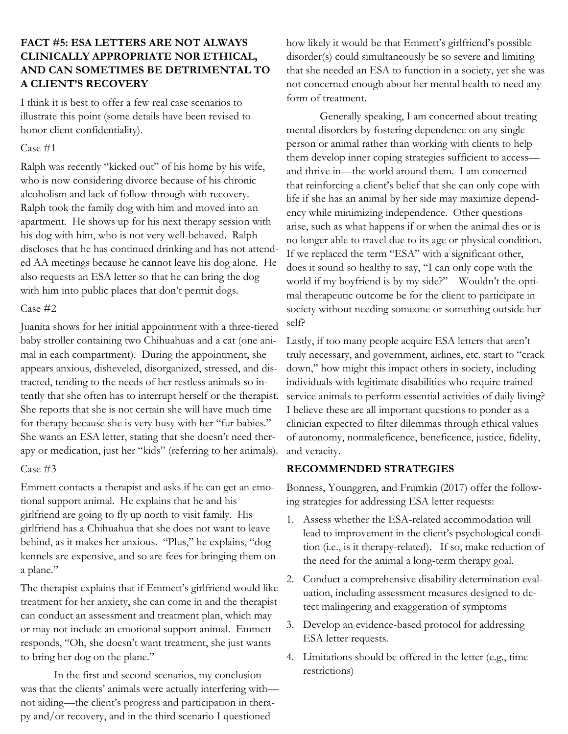**FACT #5: ESA LETTERS ARE NOT ALWAYS CLINICALLY APPROPRIATE NOR ETHICAL, AND CAN SOMETIMES BE DETRIMENTAL TO A CLIENT'S RECOVERY**

I think it is best to offer a few real case scenarios to illustrate this point (some details have been revised to honor client confidentiality).

Case #1

Ralph was recently "kicked out" of his home by his wife, who is now considering divorce because of his chronic alcoholism and lack of follow-through with recovery. Ralph took the family dog with him and moved into an apartment. He shows up for his next therapy session with his dog with him, who is not very well-behaved. Ralph discloses that he has continued drinking and has not attended AA meetings because he cannot leave his dog alone. He also requests an ESA letter so that he can bring the dog with him into public places that don't permit dogs.

Case #2

Juanita shows for her initial appointment with a three-tiered baby stroller containing two Chihuahuas and a cat (one animal in each compartment). During the appointment, she appears anxious, disheveled, disorganized, stressed, and distracted, tending to the needs of her restless animals so intently that she often has to interrupt herself or the therapist. She reports that she is not certain she will have much time for therapy because she is very busy with her "fur babies." She wants an ESA letter, stating that she doesn't need therapy or medication, just her "kids" (referring to her animals).

Case #3

Emmett contacts a therapist and asks if he can get an emotional support animal. He explains that he and his girlfriend are going to fly up north to visit family. His girlfriend has a Chihuahua that she does not want to leave behind, as it makes her anxious. "Plus," he explains, "dog kennels are expensive, and so are fees for bringing them on a plane."

The therapist explains that if Emmett's girlfriend would like treatment for her anxiety, she can come in and the therapist can conduct an assessment and treatment plan, which may or may not include an emotional support animal. Emmett responds, "Oh, she doesn't want treatment, she just wants to bring her dog on the plane."

In the first and second scenarios, my conclusion was that the clients' animals were actually interfering with—not aiding—the client's progress and participation in therapy and/or recovery, and in the third scenario I questioned how likely it would be that Emmett's girlfriend's possible disorder(s) could simultaneously be so severe and limiting that she needed an ESA to function in a society, yet she was not concerned enough about her mental health to need any form of treatment.

Generally speaking, I am concerned about treating mental disorders by fostering dependence on any single person or animal rather than working with clients to help them develop inner coping strategies sufficient to access—and thrive in—the world around them. I am concerned that reinforcing a client's belief that she can only cope with life if she has an animal by her side may maximize dependency while minimizing independence. Other questions arise, such as what happens if or when the animal dies or is no longer able to travel due to its age or physical condition. If we replaced the term "ESA" with a significant other, does it sound so healthy to say, "I can only cope with the world if my boyfriend is by my side?" Wouldn't the optimal therapeutic outcome be for the client to participate in society without needing someone or something outside herself?

Lastly, if too many people acquire ESA letters that aren't truly necessary, and government, airlines, etc. start to "crack down," how might this impact others in society, including individuals with legitimate disabilities who require trained service animals to perform essential activities of daily living? I believe these are all important questions to ponder as a clinician expected to filter dilemmas through ethical values of autonomy, nonmaleficence, beneficence, justice, fidelity, and veracity.

**RECOMMENDED STRATEGIES**

Bonness, Younggren, and Frumkin (2017) offer the following strategies for addressing ESA letter requests:

1. Assess whether the ESA-related accommodation will lead to improvement in the client's psychological condition (i.e., is it therapy-related). If so, make reduction of the need for the animal a long-term therapy goal.
2. Conduct a comprehensive disability determination evaluation, including assessment measures designed to detect malingering and exaggeration of symptoms
3. Develop an evidence-based protocol for addressing ESA letter requests.
4. Limitations should be offered in the letter (e.g., time restrictions)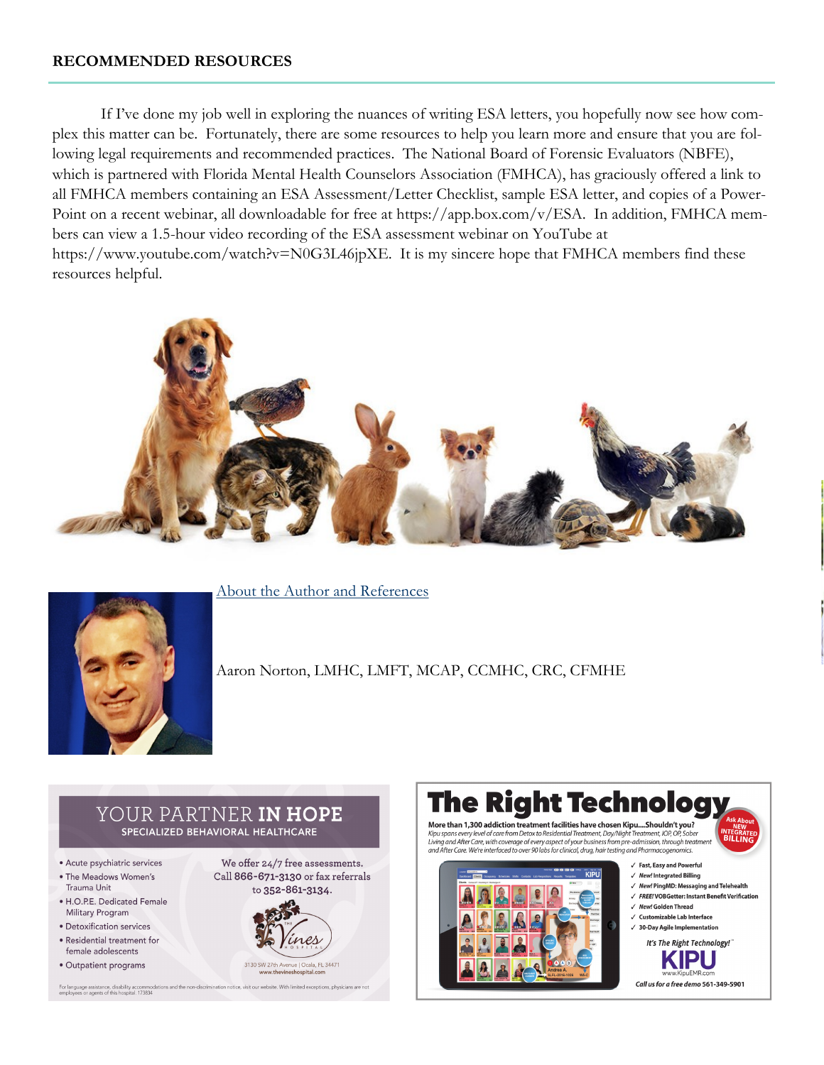## RECOMMENDED RESOURCES

If I've done my job well in exploring the nuances of writing ESA letters, you hopefully now see how complex this matter can be. Fortunately, there are some resources to help you learn more and ensure that you are following legal requirements and recommended practices. The National Board of Forensic Evaluators (NBFE), which is partnered with Florida Mental Health Counselors Association (FMHCA), has graciously offered a link to all FMHCA members containing an ESA Assessment/Letter Checklist, sample ESA letter, and copies of a PowerPoint on a recent webinar, all downloadable for free at https://app.box.com/v/ESA. In addition, FMHCA members can view a 1.5-hour video recording of the ESA assessment webinar on YouTube at https://www.youtube.com/watch?v=N0G3L46jpXE. It is my sincere hope that FMHCA members find these resources helpful.

About the Author and References

Aaron Norton, LMHC, LMFT, MCAP, CCMHC, CRC, CFMHE

YOUR PARTNER **IN HOPE**
SPECIALIZED BEHAVIORAL HEALTHCARE

- Acute psychiatric services
- The Meadows Women's Trauma Unit
- H.O.P.E. Dedicated Female Military Program
- Detoxification services
- Residential treatment for female adolescents
- Outpatient programs

We offer 24/7 free assessments. Call 866-671-3130 or fax referrals to 352-861-3134.

The Vines Hospital
3130 SW 27th Avenue | Ocala, FL 34471
www.thevineshospital.com

For language assistance, disability accommodations and the non-discrimination notice, visit our website. With limited exceptions, physicians are not employees or agents of this hospital. 173834

**The Right Technology**

Ask About NEW INTEGRATED BILLING

**More than 1,300 addiction treatment facilities have chosen Kipu.....Shouldn't you?**
*Kipu spans every level of care from Detox to Residential Treatment, Day/Night Treatment, IOP, OP, Sober Living and After Care, with coverage of every aspect of your business from pre-admission, through treatment and After Care. We're interfaced to over 90 labs for clinical, drug, hair testing and Pharmacogenomics.*

- ✓ Fast, Easy and Powerful
- ✓ *New!* Integrated Billing
- ✓ *New!* PingMD: Messaging and Telehealth
- ✓ *FREE!* VOBGetter: Instant Benefit Verification
- ✓ *New!* Golden Thread
- ✓ Customizable Lab Interface
- ✓ 30-Day Agile Implementation

*It's The Right Technology!*
KIPU
www.KipuEMR.com
*Call us for a free demo* 561-349-5901